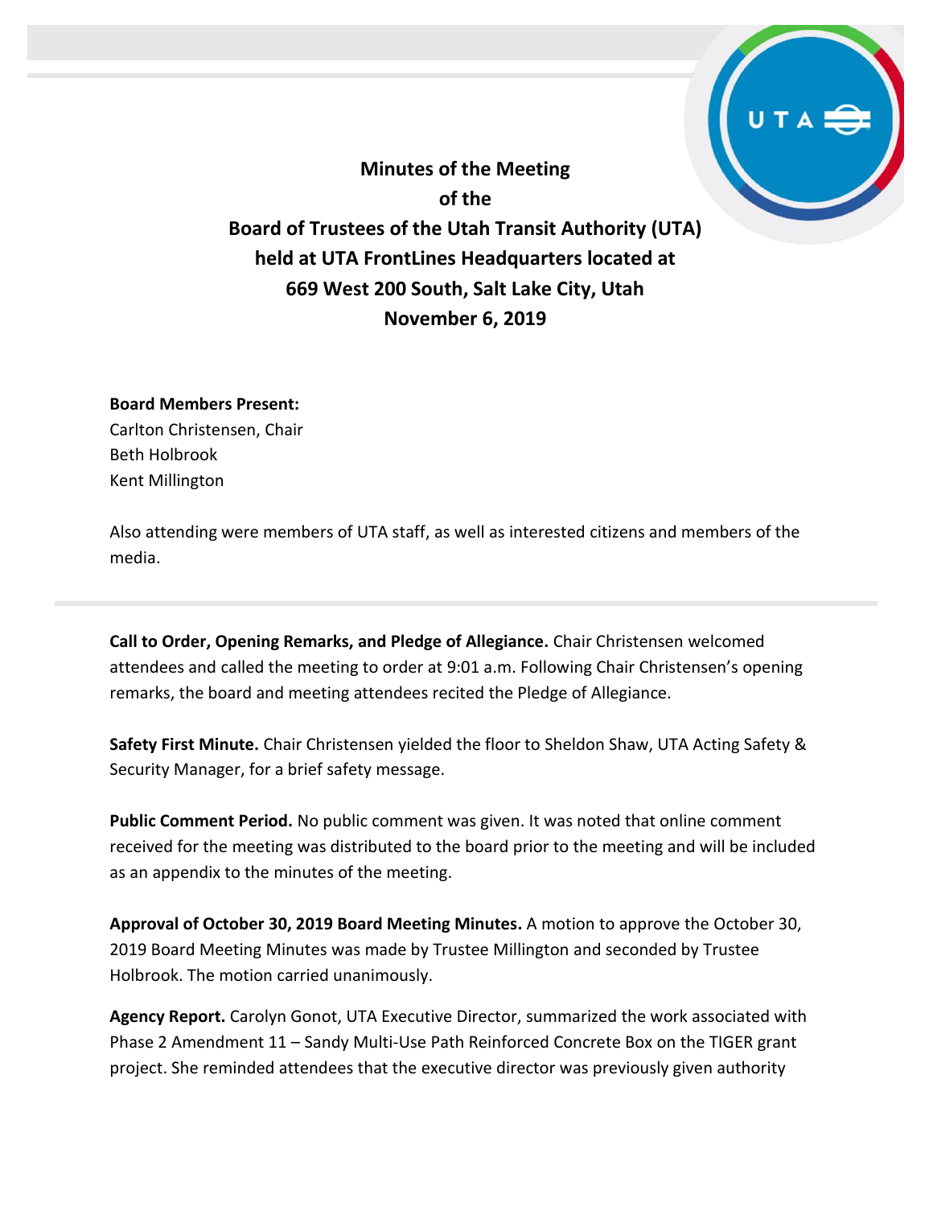# Minutes of the Meeting of the Board of Trustees of the Utah Transit Authority (UTA) held at UTA FrontLines Headquarters located at 669 West 200 South, Salt Lake City, Utah November 6, 2019

**Board Members Present:**
Carlton Christensen, Chair
Beth Holbrook
Kent Millington

Also attending were members of UTA staff, as well as interested citizens and members of the media.

---

**Call to Order, Opening Remarks, and Pledge of Allegiance.** Chair Christensen welcomed attendees and called the meeting to order at 9:01 a.m. Following Chair Christensen's opening remarks, the board and meeting attendees recited the Pledge of Allegiance.

**Safety First Minute.** Chair Christensen yielded the floor to Sheldon Shaw, UTA Acting Safety & Security Manager, for a brief safety message.

**Public Comment Period.** No public comment was given. It was noted that online comment received for the meeting was distributed to the board prior to the meeting and will be included as an appendix to the minutes of the meeting.

**Approval of October 30, 2019 Board Meeting Minutes.** A motion to approve the October 30, 2019 Board Meeting Minutes was made by Trustee Millington and seconded by Trustee Holbrook. The motion carried unanimously.

**Agency Report.** Carolyn Gonot, UTA Executive Director, summarized the work associated with Phase 2 Amendment 11 – Sandy Multi-Use Path Reinforced Concrete Box on the TIGER grant project. She reminded attendees that the executive director was previously given authority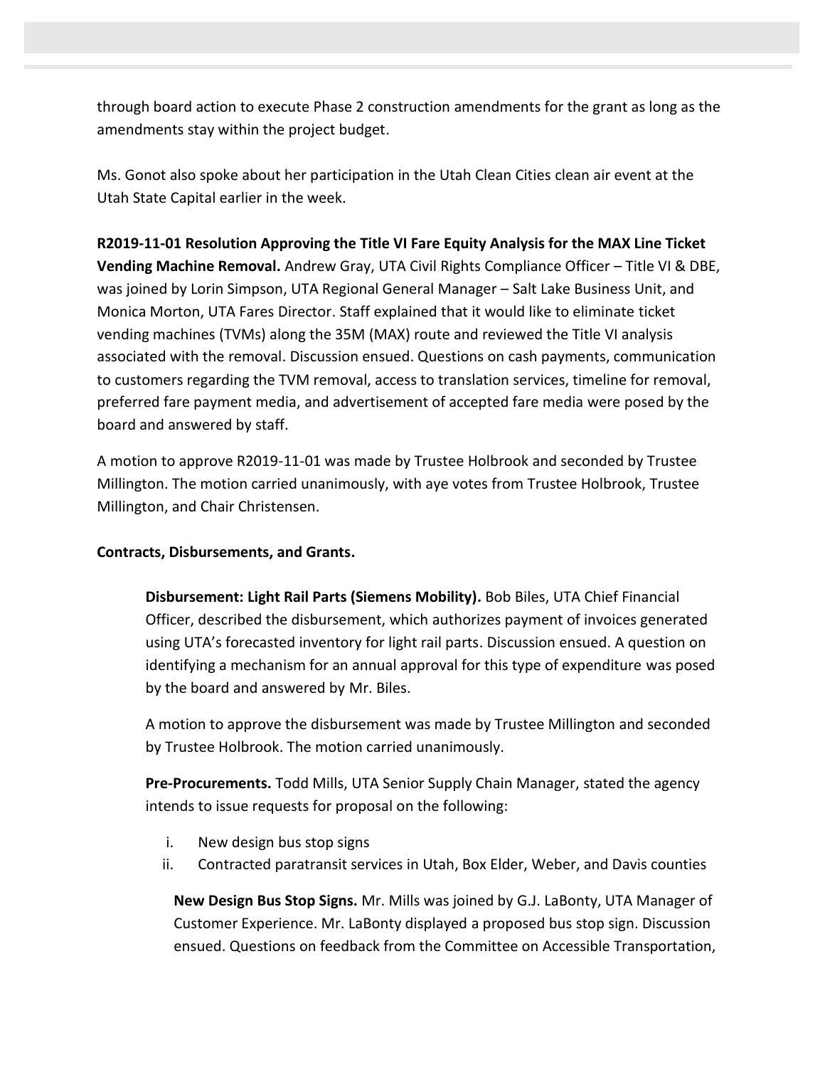through board action to execute Phase 2 construction amendments for the grant as long as the amendments stay within the project budget.

Ms. Gonot also spoke about her participation in the Utah Clean Cities clean air event at the Utah State Capital earlier in the week.

**R2019-11-01 Resolution Approving the Title VI Fare Equity Analysis for the MAX Line Ticket Vending Machine Removal.** Andrew Gray, UTA Civil Rights Compliance Officer – Title VI & DBE, was joined by Lorin Simpson, UTA Regional General Manager – Salt Lake Business Unit, and Monica Morton, UTA Fares Director. Staff explained that it would like to eliminate ticket vending machines (TVMs) along the 35M (MAX) route and reviewed the Title VI analysis associated with the removal. Discussion ensued. Questions on cash payments, communication to customers regarding the TVM removal, access to translation services, timeline for removal, preferred fare payment media, and advertisement of accepted fare media were posed by the board and answered by staff.

A motion to approve R2019-11-01 was made by Trustee Holbrook and seconded by Trustee Millington. The motion carried unanimously, with aye votes from Trustee Holbrook, Trustee Millington, and Chair Christensen.

**Contracts, Disbursements, and Grants.**

**Disbursement: Light Rail Parts (Siemens Mobility).** Bob Biles, UTA Chief Financial Officer, described the disbursement, which authorizes payment of invoices generated using UTA's forecasted inventory for light rail parts. Discussion ensued. A question on identifying a mechanism for an annual approval for this type of expenditure was posed by the board and answered by Mr. Biles.

A motion to approve the disbursement was made by Trustee Millington and seconded by Trustee Holbrook. The motion carried unanimously.

**Pre-Procurements.** Todd Mills, UTA Senior Supply Chain Manager, stated the agency intends to issue requests for proposal on the following:

i. New design bus stop signs
ii. Contracted paratransit services in Utah, Box Elder, Weber, and Davis counties

**New Design Bus Stop Signs.** Mr. Mills was joined by G.J. LaBonty, UTA Manager of Customer Experience. Mr. LaBonty displayed a proposed bus stop sign. Discussion ensued. Questions on feedback from the Committee on Accessible Transportation,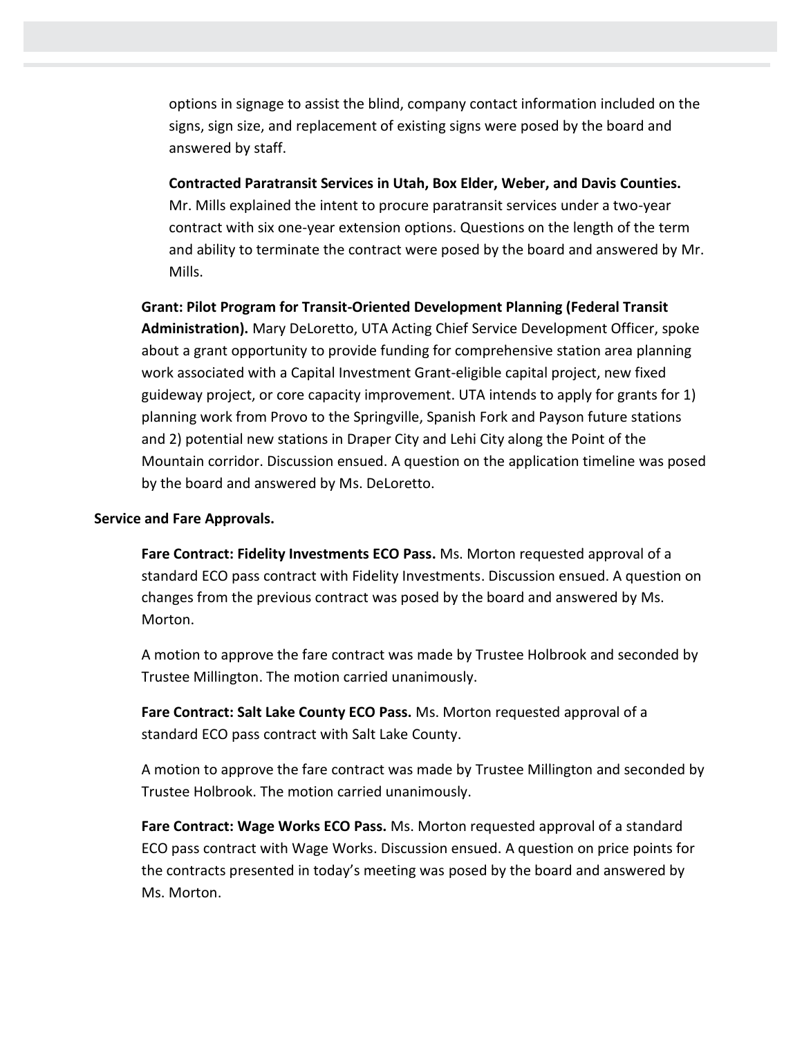options in signage to assist the blind, company contact information included on the signs, sign size, and replacement of existing signs were posed by the board and answered by staff.

**Contracted Paratransit Services in Utah, Box Elder, Weber, and Davis Counties.** Mr. Mills explained the intent to procure paratransit services under a two-year contract with six one-year extension options. Questions on the length of the term and ability to terminate the contract were posed by the board and answered by Mr. Mills.

**Grant: Pilot Program for Transit-Oriented Development Planning (Federal Transit Administration).** Mary DeLoretto, UTA Acting Chief Service Development Officer, spoke about a grant opportunity to provide funding for comprehensive station area planning work associated with a Capital Investment Grant-eligible capital project, new fixed guideway project, or core capacity improvement. UTA intends to apply for grants for 1) planning work from Provo to the Springville, Spanish Fork and Payson future stations and 2) potential new stations in Draper City and Lehi City along the Point of the Mountain corridor. Discussion ensued. A question on the application timeline was posed by the board and answered by Ms. DeLoretto.

**Service and Fare Approvals.**

**Fare Contract: Fidelity Investments ECO Pass.** Ms. Morton requested approval of a standard ECO pass contract with Fidelity Investments. Discussion ensued. A question on changes from the previous contract was posed by the board and answered by Ms. Morton.

A motion to approve the fare contract was made by Trustee Holbrook and seconded by Trustee Millington. The motion carried unanimously.

**Fare Contract: Salt Lake County ECO Pass.** Ms. Morton requested approval of a standard ECO pass contract with Salt Lake County.

A motion to approve the fare contract was made by Trustee Millington and seconded by Trustee Holbrook. The motion carried unanimously.

**Fare Contract: Wage Works ECO Pass.** Ms. Morton requested approval of a standard ECO pass contract with Wage Works. Discussion ensued. A question on price points for the contracts presented in today's meeting was posed by the board and answered by Ms. Morton.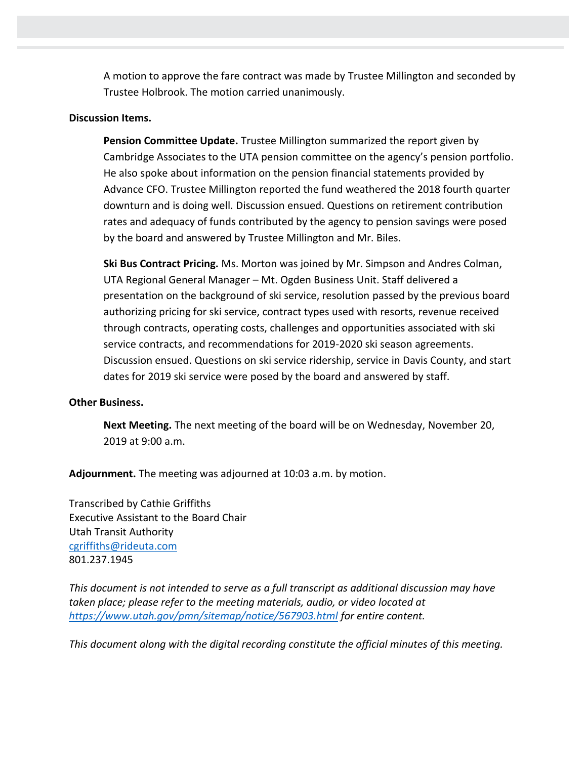A motion to approve the fare contract was made by Trustee Millington and seconded by Trustee Holbrook. The motion carried unanimously.

**Discussion Items.**

**Pension Committee Update.** Trustee Millington summarized the report given by Cambridge Associates to the UTA pension committee on the agency's pension portfolio. He also spoke about information on the pension financial statements provided by Advance CFO. Trustee Millington reported the fund weathered the 2018 fourth quarter downturn and is doing well. Discussion ensued. Questions on retirement contribution rates and adequacy of funds contributed by the agency to pension savings were posed by the board and answered by Trustee Millington and Mr. Biles.

**Ski Bus Contract Pricing.** Ms. Morton was joined by Mr. Simpson and Andres Colman, UTA Regional General Manager – Mt. Ogden Business Unit. Staff delivered a presentation on the background of ski service, resolution passed by the previous board authorizing pricing for ski service, contract types used with resorts, revenue received through contracts, operating costs, challenges and opportunities associated with ski service contracts, and recommendations for 2019-2020 ski season agreements. Discussion ensued. Questions on ski service ridership, service in Davis County, and start dates for 2019 ski service were posed by the board and answered by staff.

**Other Business.**

**Next Meeting.** The next meeting of the board will be on Wednesday, November 20, 2019 at 9:00 a.m.

**Adjournment.** The meeting was adjourned at 10:03 a.m. by motion.

Transcribed by Cathie Griffiths
Executive Assistant to the Board Chair
Utah Transit Authority
cgriffiths@rideuta.com
801.237.1945

*This document is not intended to serve as a full transcript as additional discussion may have taken place; please refer to the meeting materials, audio, or video located at https://www.utah.gov/pmn/sitemap/notice/567903.html for entire content.*

*This document along with the digital recording constitute the official minutes of this meeting.*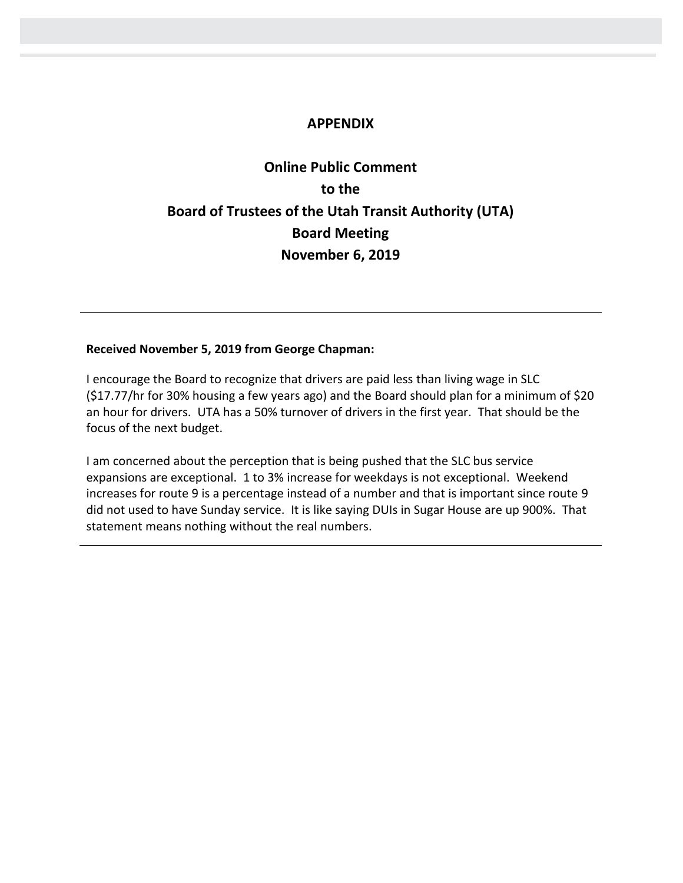# APPENDIX

## Online Public Comment
## to the
## Board of Trustees of the Utah Transit Authority (UTA)
## Board Meeting
## November 6, 2019

---

**Received November 5, 2019 from George Chapman:**

I encourage the Board to recognize that drivers are paid less than living wage in SLC ($17.77/hr for 30% housing a few years ago) and the Board should plan for a minimum of $20 an hour for drivers. UTA has a 50% turnover of drivers in the first year. That should be the focus of the next budget.

I am concerned about the perception that is being pushed that the SLC bus service expansions are exceptional. 1 to 3% increase for weekdays is not exceptional. Weekend increases for route 9 is a percentage instead of a number and that is important since route 9 did not used to have Sunday service. It is like saying DUIs in Sugar House are up 900%. That statement means nothing without the real numbers.

---